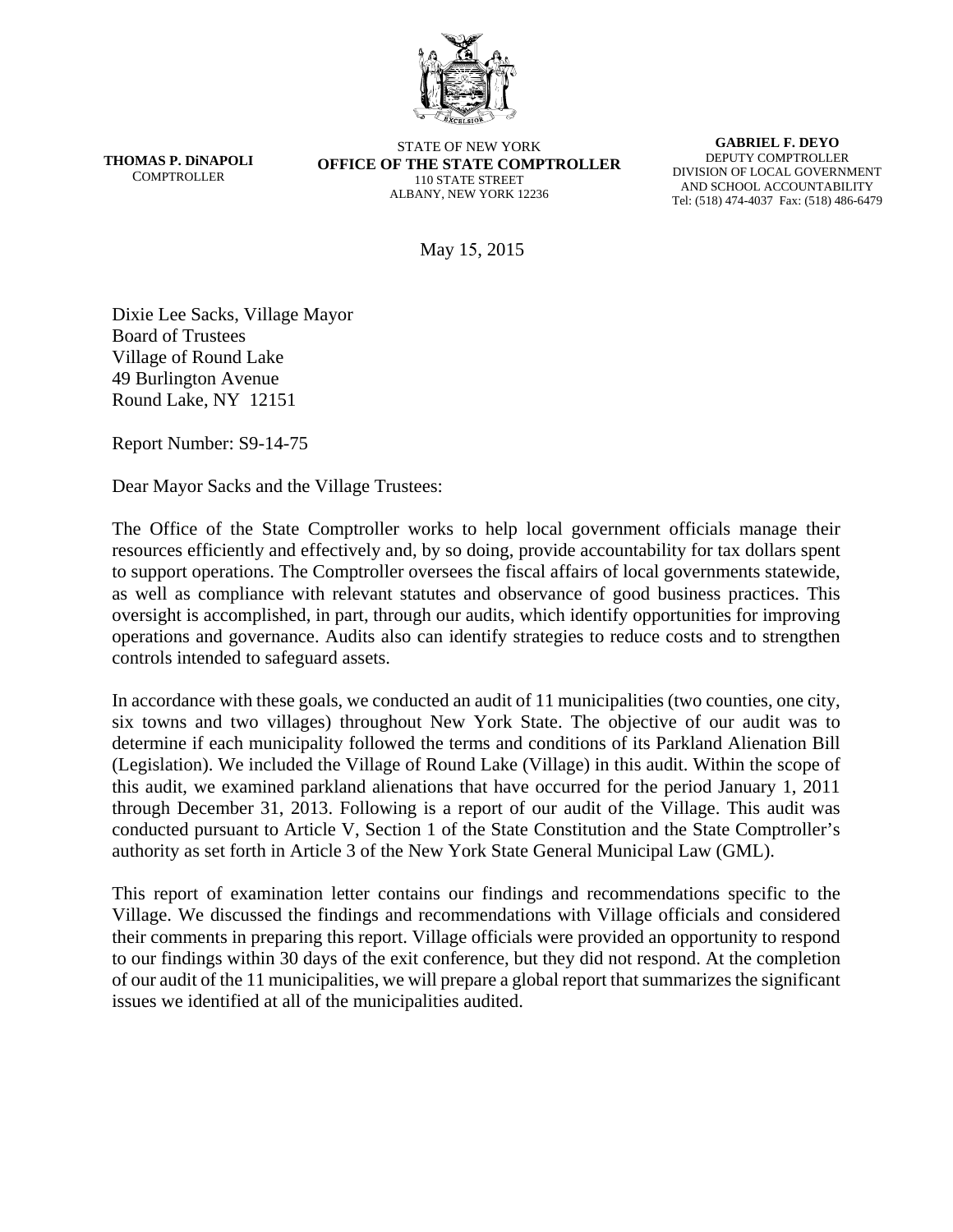**THOMAS P. DiNAPOLI**
COMPTROLLER

STATE OF NEW YORK
**OFFICE OF THE STATE COMPTROLLER**
110 STATE STREET
ALBANY, NEW YORK 12236

**GABRIEL F. DEYO**
DEPUTY COMPTROLLER
DIVISION OF LOCAL GOVERNMENT
AND SCHOOL ACCOUNTABILITY
Tel: (518) 474-4037 Fax: (518) 486-6479

May 15, 2015

Dixie Lee Sacks, Village Mayor
Board of Trustees
Village of Round Lake
49 Burlington Avenue
Round Lake, NY 12151

Report Number: S9-14-75

Dear Mayor Sacks and the Village Trustees:

The Office of the State Comptroller works to help local government officials manage their resources efficiently and effectively and, by so doing, provide accountability for tax dollars spent to support operations. The Comptroller oversees the fiscal affairs of local governments statewide, as well as compliance with relevant statutes and observance of good business practices. This oversight is accomplished, in part, through our audits, which identify opportunities for improving operations and governance. Audits also can identify strategies to reduce costs and to strengthen controls intended to safeguard assets.

In accordance with these goals, we conducted an audit of 11 municipalities (two counties, one city, six towns and two villages) throughout New York State. The objective of our audit was to determine if each municipality followed the terms and conditions of its Parkland Alienation Bill (Legislation). We included the Village of Round Lake (Village) in this audit. Within the scope of this audit, we examined parkland alienations that have occurred for the period January 1, 2011 through December 31, 2013. Following is a report of our audit of the Village. This audit was conducted pursuant to Article V, Section 1 of the State Constitution and the State Comptroller's authority as set forth in Article 3 of the New York State General Municipal Law (GML).

This report of examination letter contains our findings and recommendations specific to the Village. We discussed the findings and recommendations with Village officials and considered their comments in preparing this report. Village officials were provided an opportunity to respond to our findings within 30 days of the exit conference, but they did not respond. At the completion of our audit of the 11 municipalities, we will prepare a global report that summarizes the significant issues we identified at all of the municipalities audited.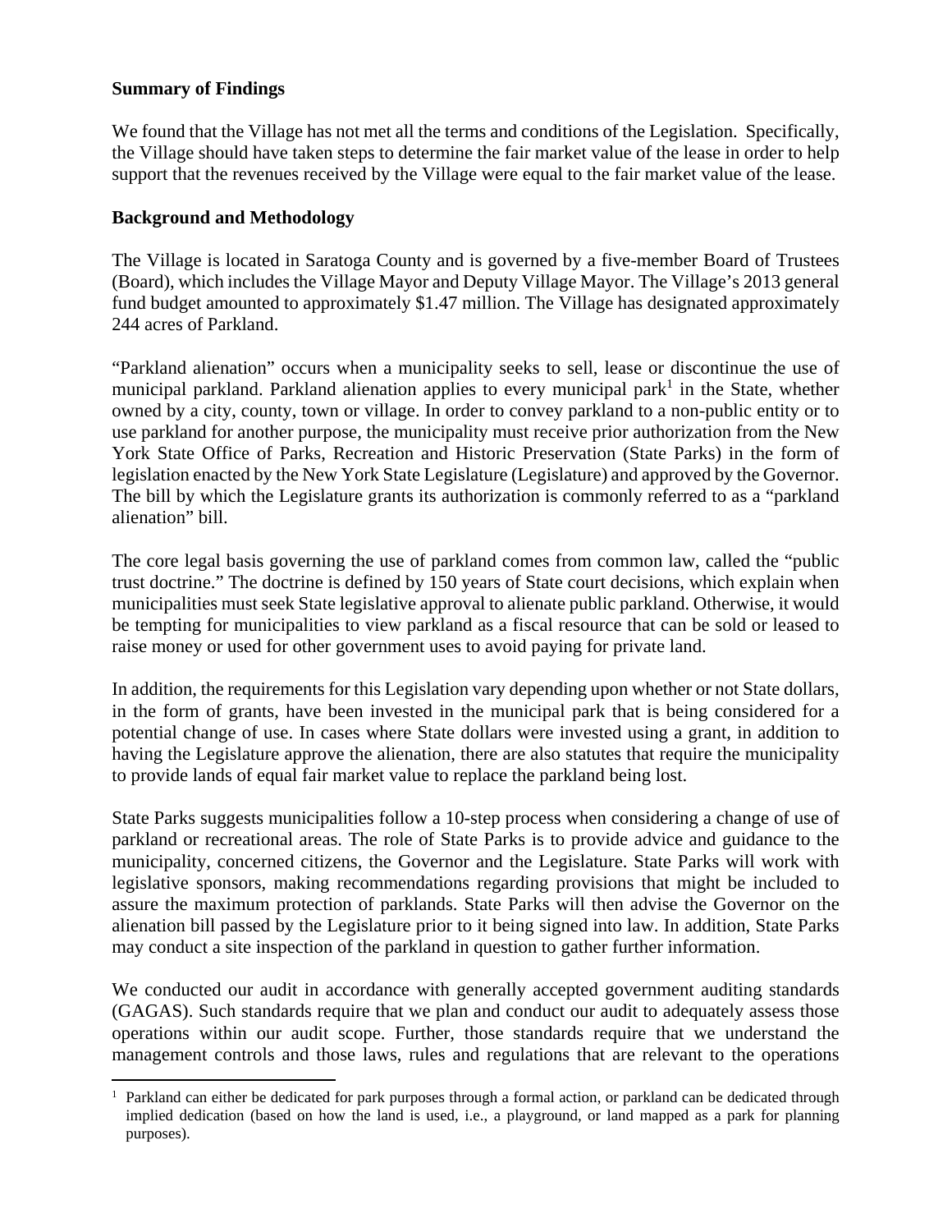**Summary of Findings**

We found that the Village has not met all the terms and conditions of the Legislation. Specifically, the Village should have taken steps to determine the fair market value of the lease in order to help support that the revenues received by the Village were equal to the fair market value of the lease.

**Background and Methodology**

The Village is located in Saratoga County and is governed by a five-member Board of Trustees (Board), which includes the Village Mayor and Deputy Village Mayor. The Village's 2013 general fund budget amounted to approximately $1.47 million. The Village has designated approximately 244 acres of Parkland.

"Parkland alienation" occurs when a municipality seeks to sell, lease or discontinue the use of municipal parkland. Parkland alienation applies to every municipal park[1] in the State, whether owned by a city, county, town or village. In order to convey parkland to a non-public entity or to use parkland for another purpose, the municipality must receive prior authorization from the New York State Office of Parks, Recreation and Historic Preservation (State Parks) in the form of legislation enacted by the New York State Legislature (Legislature) and approved by the Governor. The bill by which the Legislature grants its authorization is commonly referred to as a "parkland alienation" bill.

The core legal basis governing the use of parkland comes from common law, called the "public trust doctrine." The doctrine is defined by 150 years of State court decisions, which explain when municipalities must seek State legislative approval to alienate public parkland. Otherwise, it would be tempting for municipalities to view parkland as a fiscal resource that can be sold or leased to raise money or used for other government uses to avoid paying for private land.

In addition, the requirements for this Legislation vary depending upon whether or not State dollars, in the form of grants, have been invested in the municipal park that is being considered for a potential change of use. In cases where State dollars were invested using a grant, in addition to having the Legislature approve the alienation, there are also statutes that require the municipality to provide lands of equal fair market value to replace the parkland being lost.

State Parks suggests municipalities follow a 10-step process when considering a change of use of parkland or recreational areas. The role of State Parks is to provide advice and guidance to the municipality, concerned citizens, the Governor and the Legislature. State Parks will work with legislative sponsors, making recommendations regarding provisions that might be included to assure the maximum protection of parklands. State Parks will then advise the Governor on the alienation bill passed by the Legislature prior to it being signed into law. In addition, State Parks may conduct a site inspection of the parkland in question to gather further information.

We conducted our audit in accordance with generally accepted government auditing standards (GAGAS). Such standards require that we plan and conduct our audit to adequately assess those operations within our audit scope. Further, those standards require that we understand the management controls and those laws, rules and regulations that are relevant to the operations

---

[1] Parkland can either be dedicated for park purposes through a formal action, or parkland can be dedicated through implied dedication (based on how the land is used, i.e., a playground, or land mapped as a park for planning purposes).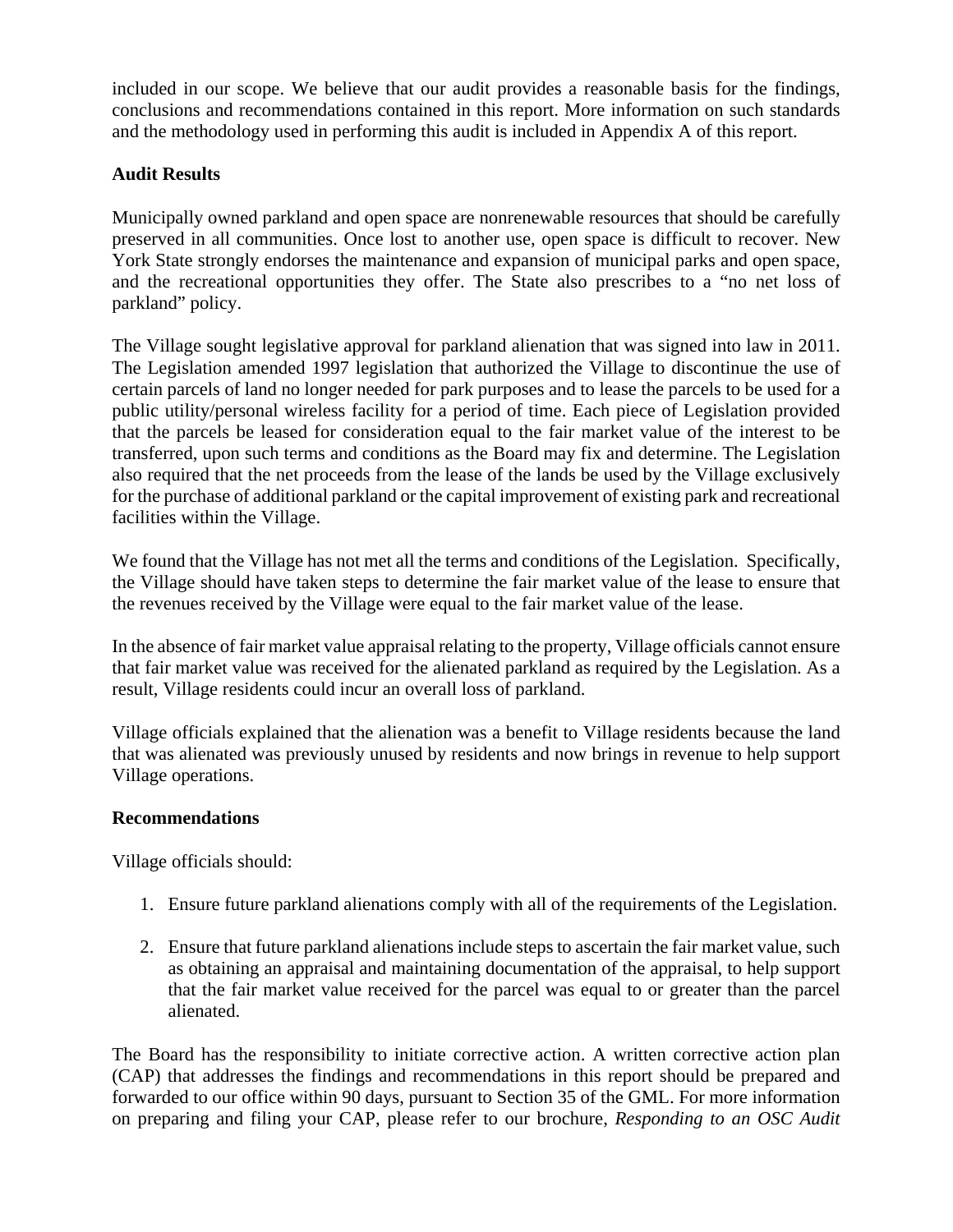included in our scope. We believe that our audit provides a reasonable basis for the findings, conclusions and recommendations contained in this report. More information on such standards and the methodology used in performing this audit is included in Appendix A of this report.

**Audit Results**

Municipally owned parkland and open space are nonrenewable resources that should be carefully preserved in all communities. Once lost to another use, open space is difficult to recover. New York State strongly endorses the maintenance and expansion of municipal parks and open space, and the recreational opportunities they offer. The State also prescribes to a "no net loss of parkland" policy.

The Village sought legislative approval for parkland alienation that was signed into law in 2011. The Legislation amended 1997 legislation that authorized the Village to discontinue the use of certain parcels of land no longer needed for park purposes and to lease the parcels to be used for a public utility/personal wireless facility for a period of time. Each piece of Legislation provided that the parcels be leased for consideration equal to the fair market value of the interest to be transferred, upon such terms and conditions as the Board may fix and determine. The Legislation also required that the net proceeds from the lease of the lands be used by the Village exclusively for the purchase of additional parkland or the capital improvement of existing park and recreational facilities within the Village.

We found that the Village has not met all the terms and conditions of the Legislation. Specifically, the Village should have taken steps to determine the fair market value of the lease to ensure that the revenues received by the Village were equal to the fair market value of the lease.

In the absence of fair market value appraisal relating to the property, Village officials cannot ensure that fair market value was received for the alienated parkland as required by the Legislation. As a result, Village residents could incur an overall loss of parkland.

Village officials explained that the alienation was a benefit to Village residents because the land that was alienated was previously unused by residents and now brings in revenue to help support Village operations.

**Recommendations**

Village officials should:

1. Ensure future parkland alienations comply with all of the requirements of the Legislation.

2. Ensure that future parkland alienations include steps to ascertain the fair market value, such as obtaining an appraisal and maintaining documentation of the appraisal, to help support that the fair market value received for the parcel was equal to or greater than the parcel alienated.

The Board has the responsibility to initiate corrective action. A written corrective action plan (CAP) that addresses the findings and recommendations in this report should be prepared and forwarded to our office within 90 days, pursuant to Section 35 of the GML. For more information on preparing and filing your CAP, please refer to our brochure, *Responding to an OSC Audit*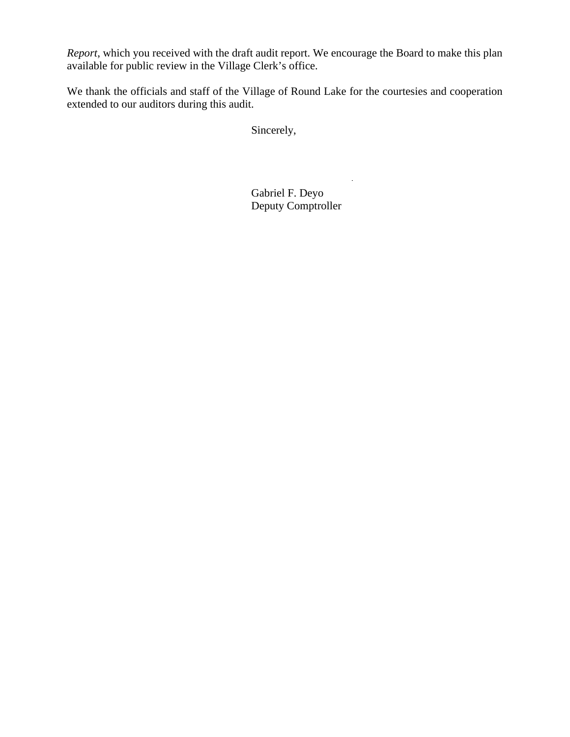*Report*, which you received with the draft audit report. We encourage the Board to make this plan available for public review in the Village Clerk's office.

We thank the officials and staff of the Village of Round Lake for the courtesies and cooperation extended to our auditors during this audit.

Sincerely,

Gabriel F. Deyo
Deputy Comptroller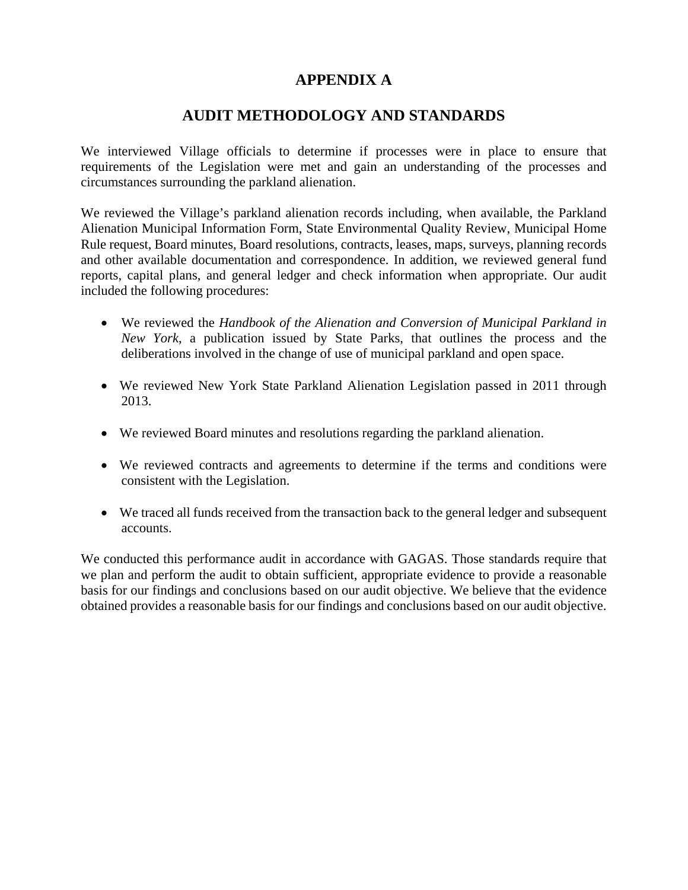# APPENDIX A

## AUDIT METHODOLOGY AND STANDARDS

We interviewed Village officials to determine if processes were in place to ensure that requirements of the Legislation were met and gain an understanding of the processes and circumstances surrounding the parkland alienation.

We reviewed the Village's parkland alienation records including, when available, the Parkland Alienation Municipal Information Form, State Environmental Quality Review, Municipal Home Rule request, Board minutes, Board resolutions, contracts, leases, maps, surveys, planning records and other available documentation and correspondence. In addition, we reviewed general fund reports, capital plans, and general ledger and check information when appropriate. Our audit included the following procedures:

- We reviewed the *Handbook of the Alienation and Conversion of Municipal Parkland in New York*, a publication issued by State Parks, that outlines the process and the deliberations involved in the change of use of municipal parkland and open space.
- We reviewed New York State Parkland Alienation Legislation passed in 2011 through 2013.
- We reviewed Board minutes and resolutions regarding the parkland alienation.
- We reviewed contracts and agreements to determine if the terms and conditions were consistent with the Legislation.
- We traced all funds received from the transaction back to the general ledger and subsequent accounts.

We conducted this performance audit in accordance with GAGAS. Those standards require that we plan and perform the audit to obtain sufficient, appropriate evidence to provide a reasonable basis for our findings and conclusions based on our audit objective. We believe that the evidence obtained provides a reasonable basis for our findings and conclusions based on our audit objective.